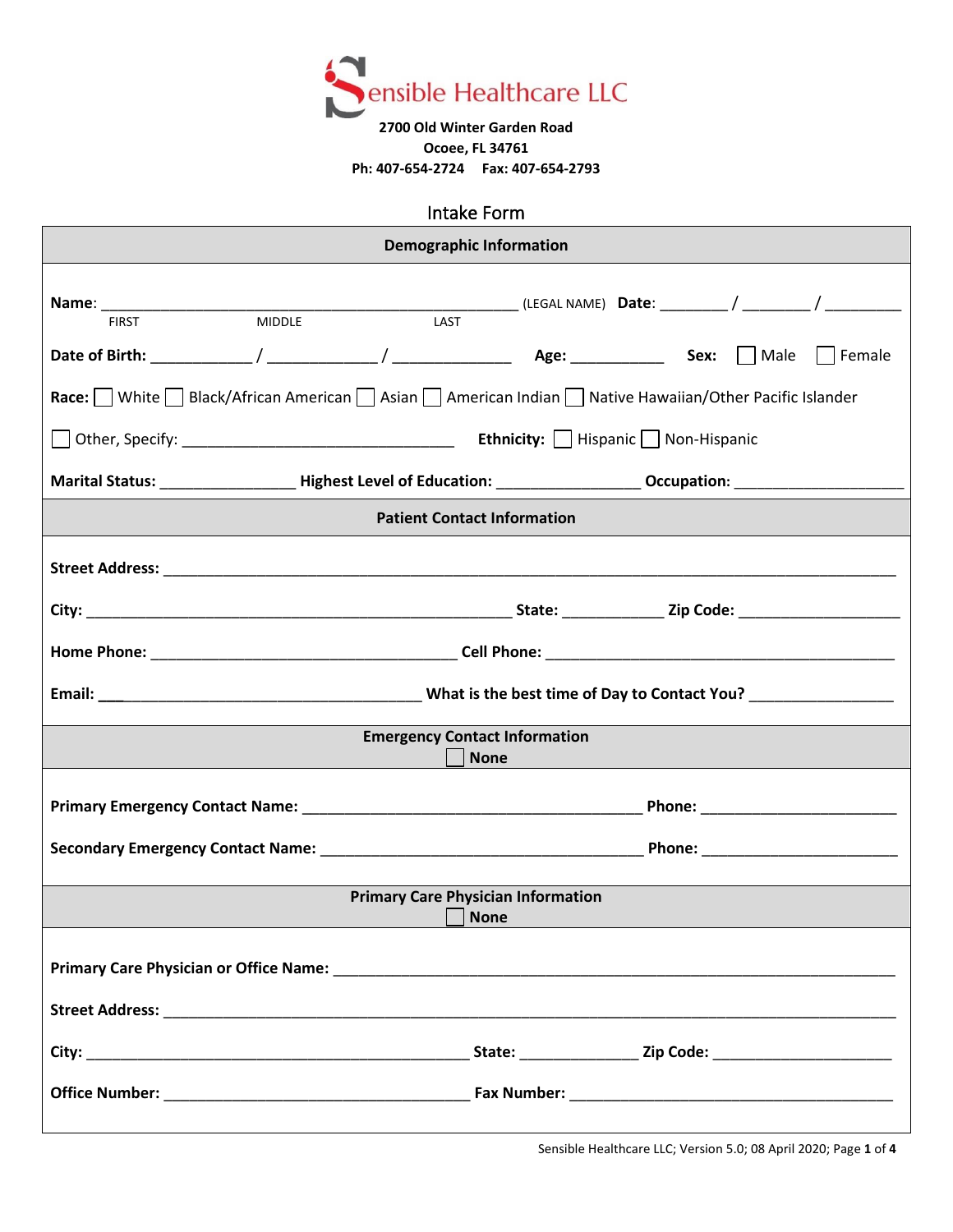# Sensible Healthcare LLC

**2700 Old Winter Garden Road**
**Ocoee, FL 34761**
**Ph: 407-654-2724  Fax: 407-654-2793**

## Intake Form

### Demographic Information

**Name**: ______________________________________________ (LEGAL NAME) **Date**: ________ / ________ / ________
FIRST  MIDDLE  LAST

**Date of Birth:** ___________ / ____________ / _____________  **Age:** ___________  **Sex:** ☐ Male ☐ Female

**Race:** ☐ White ☐ Black/African American ☐ Asian ☐ American Indian ☐ Native Hawaiian/Other Pacific Islander

☐ Other, Specify: _______________________________  **Ethnicity:** ☐ Hispanic ☐ Non-Hispanic

**Marital Status:** _______________ **Highest Level of Education:** ________________ **Occupation:** ____________________

### Patient Contact Information

**Street Address:** ________________________________________________________________________________

**City:** ______________________________________________ **State:** ___________ **Zip Code:** __________________

**Home Phone:** __________________________________ **Cell Phone:** _______________________________________

**Email:** ____________________________________ **What is the best time of Day to Contact You?** ________________

### Emergency Contact Information
☐ **None**

**Primary Emergency Contact Name:** ______________________________________ **Phone:** ______________________

**Secondary Emergency Contact Name:** ____________________________________ **Phone:** ______________________

### Primary Care Physician Information
☐ **None**

**Primary Care Physician or Office Name:** _____________________________________________________________

**Street Address:** ________________________________________________________________________________

**City:** ___________________________________________ **State:** _____________ **Zip Code:** _____________________

**Office Number:** __________________________________ **Fax Number:** ____________________________________

Sensible Healthcare LLC; Version 5.0; 08 April 2020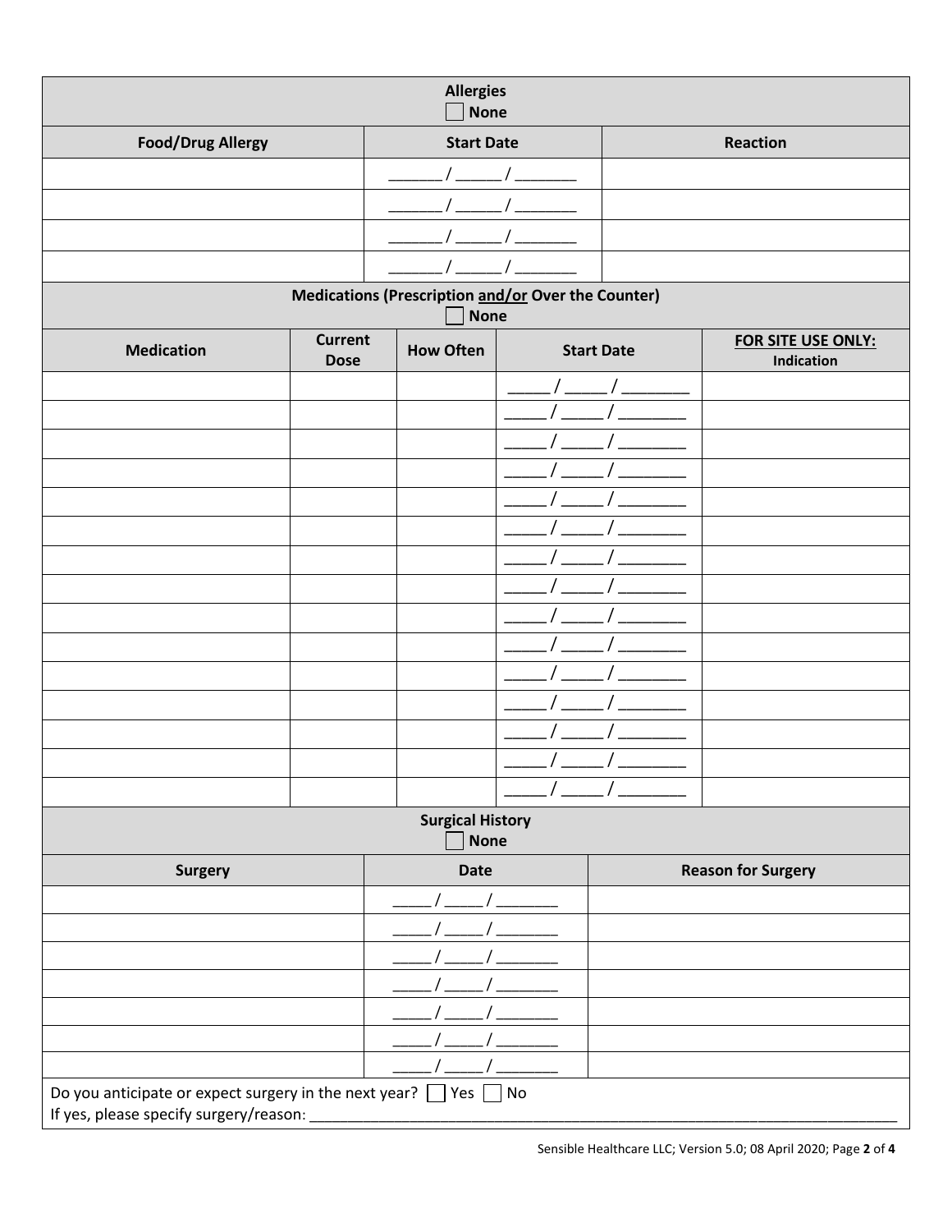## Allergies

☐ None

| Food/Drug Allergy | Start Date | Reaction |
|---|---|---|
| | ______ / _____ / _______ | |
| | ______ / _____ / _______ | |
| | ______ / _____ / _______ | |
| | ______ / _____ / _______ | |

## Medications (Prescription <u>and/or</u> Over the Counter)

☐ None

| Medication | Current Dose | How Often | Start Date | <u>FOR SITE USE ONLY:</u> Indication |
|---|---|---|---|---|
| | | | _____ / _____ / ________ | |
| | | | _____ / _____ / ________ | |
| | | | _____ / _____ / ________ | |
| | | | _____ / _____ / ________ | |
| | | | _____ / _____ / ________ | |
| | | | _____ / _____ / ________ | |
| | | | _____ / _____ / ________ | |
| | | | _____ / _____ / ________ | |
| | | | _____ / _____ / ________ | |
| | | | _____ / _____ / ________ | |
| | | | _____ / _____ / ________ | |
| | | | _____ / _____ / ________ | |
| | | | _____ / _____ / ________ | |
| | | | _____ / _____ / ________ | |
| | | | _____ / _____ / ________ | |

## Surgical History

☐ None

| Surgery | Date | Reason for Surgery |
|---|---|---|
| | _____ / _____ / _______ | |
| | _____ / _____ / _______ | |
| | _____ / _____ / _______ | |
| | _____ / _____ / _______ | |
| | _____ / _____ / _______ | |
| | _____ / _____ / _______ | |
| | _____ / _____ / _______ | |

Do you anticipate or expect surgery in the next year? ☐ Yes ☐ No

If yes, please specify surgery/reason: ______________________________________________________________________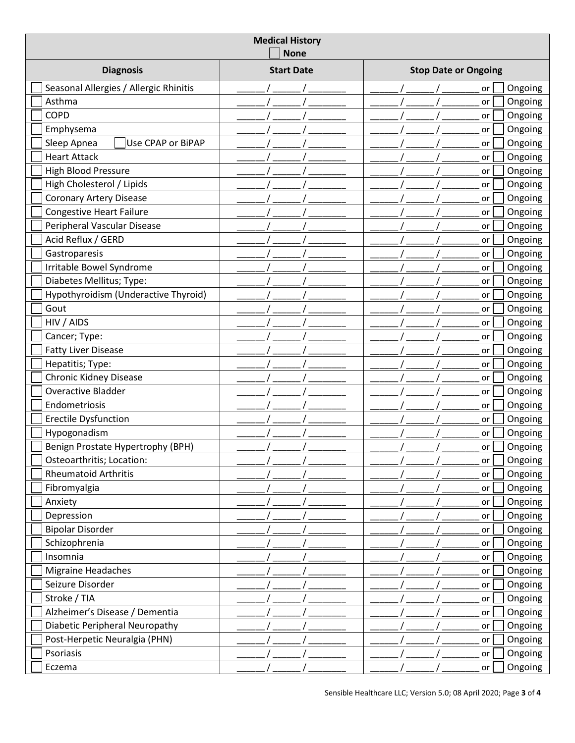| Medical History ☐ None | | |
|---|---|---|
| **Diagnosis** | **Start Date** | **Stop Date or Ongoing** |
| ☐ Seasonal Allergies / Allergic Rhinitis | ______/______/________ | ______/______/________ or ☐ Ongoing |
| ☐ Asthma | ______/______/________ | ______/______/________ or ☐ Ongoing |
| ☐ COPD | ______/______/________ | ______/______/________ or ☐ Ongoing |
| ☐ Emphysema | ______/______/________ | ______/______/________ or ☐ Ongoing |
| ☐ Sleep Apnea ☐ Use CPAP or BiPAP | ______/______/________ | ______/______/________ or ☐ Ongoing |
| ☐ Heart Attack | ______/______/________ | ______/______/________ or ☐ Ongoing |
| ☐ High Blood Pressure | ______/______/________ | ______/______/________ or ☐ Ongoing |
| ☐ High Cholesterol / Lipids | ______/______/________ | ______/______/________ or ☐ Ongoing |
| ☐ Coronary Artery Disease | ______/______/________ | ______/______/________ or ☐ Ongoing |
| ☐ Congestive Heart Failure | ______/______/________ | ______/______/________ or ☐ Ongoing |
| ☐ Peripheral Vascular Disease | ______/______/________ | ______/______/________ or ☐ Ongoing |
| ☐ Acid Reflux / GERD | ______/______/________ | ______/______/________ or ☐ Ongoing |
| ☐ Gastroparesis | ______/______/________ | ______/______/________ or ☐ Ongoing |
| ☐ Irritable Bowel Syndrome | ______/______/________ | ______/______/________ or ☐ Ongoing |
| ☐ Diabetes Mellitus; Type: | ______/______/________ | ______/______/________ or ☐ Ongoing |
| ☐ Hypothyroidism (Underactive Thyroid) | ______/______/________ | ______/______/________ or ☐ Ongoing |
| ☐ Gout | ______/______/________ | ______/______/________ or ☐ Ongoing |
| ☐ HIV / AIDS | ______/______/________ | ______/______/________ or ☐ Ongoing |
| ☐ Cancer; Type: | ______/______/________ | ______/______/________ or ☐ Ongoing |
| ☐ Fatty Liver Disease | ______/______/________ | ______/______/________ or ☐ Ongoing |
| ☐ Hepatitis; Type: | ______/______/________ | ______/______/________ or ☐ Ongoing |
| ☐ Chronic Kidney Disease | ______/______/________ | ______/______/________ or ☐ Ongoing |
| ☐ Overactive Bladder | ______/______/________ | ______/______/________ or ☐ Ongoing |
| ☐ Endometriosis | ______/______/________ | ______/______/________ or ☐ Ongoing |
| ☐ Erectile Dysfunction | ______/______/________ | ______/______/________ or ☐ Ongoing |
| ☐ Hypogonadism | ______/______/________ | ______/______/________ or ☐ Ongoing |
| ☐ Benign Prostate Hypertrophy (BPH) | ______/______/________ | ______/______/________ or ☐ Ongoing |
| ☐ Osteoarthritis; Location: | ______/______/________ | ______/______/________ or ☐ Ongoing |
| ☐ Rheumatoid Arthritis | ______/______/________ | ______/______/________ or ☐ Ongoing |
| ☐ Fibromyalgia | ______/______/________ | ______/______/________ or ☐ Ongoing |
| ☐ Anxiety | ______/______/________ | ______/______/________ or ☐ Ongoing |
| ☐ Depression | ______/______/________ | ______/______/________ or ☐ Ongoing |
| ☐ Bipolar Disorder | ______/______/________ | ______/______/________ or ☐ Ongoing |
| ☐ Schizophrenia | ______/______/________ | ______/______/________ or ☐ Ongoing |
| ☐ Insomnia | ______/______/________ | ______/______/________ or ☐ Ongoing |
| ☐ Migraine Headaches | ______/______/________ | ______/______/________ or ☐ Ongoing |
| ☐ Seizure Disorder | ______/______/________ | ______/______/________ or ☐ Ongoing |
| ☐ Stroke / TIA | ______/______/________ | ______/______/________ or ☐ Ongoing |
| ☐ Alzheimer's Disease / Dementia | ______/______/________ | ______/______/________ or ☐ Ongoing |
| ☐ Diabetic Peripheral Neuropathy | ______/______/________ | ______/______/________ or ☐ Ongoing |
| ☐ Post-Herpetic Neuralgia (PHN) | ______/______/________ | ______/______/________ or ☐ Ongoing |
| ☐ Psoriasis | ______/______/________ | ______/______/________ or ☐ Ongoing |
| ☐ Eczema | ______/______/________ | ______/______/________ or ☐ Ongoing |

Sensible Healthcare LLC; Version 5.0; 08 April 2020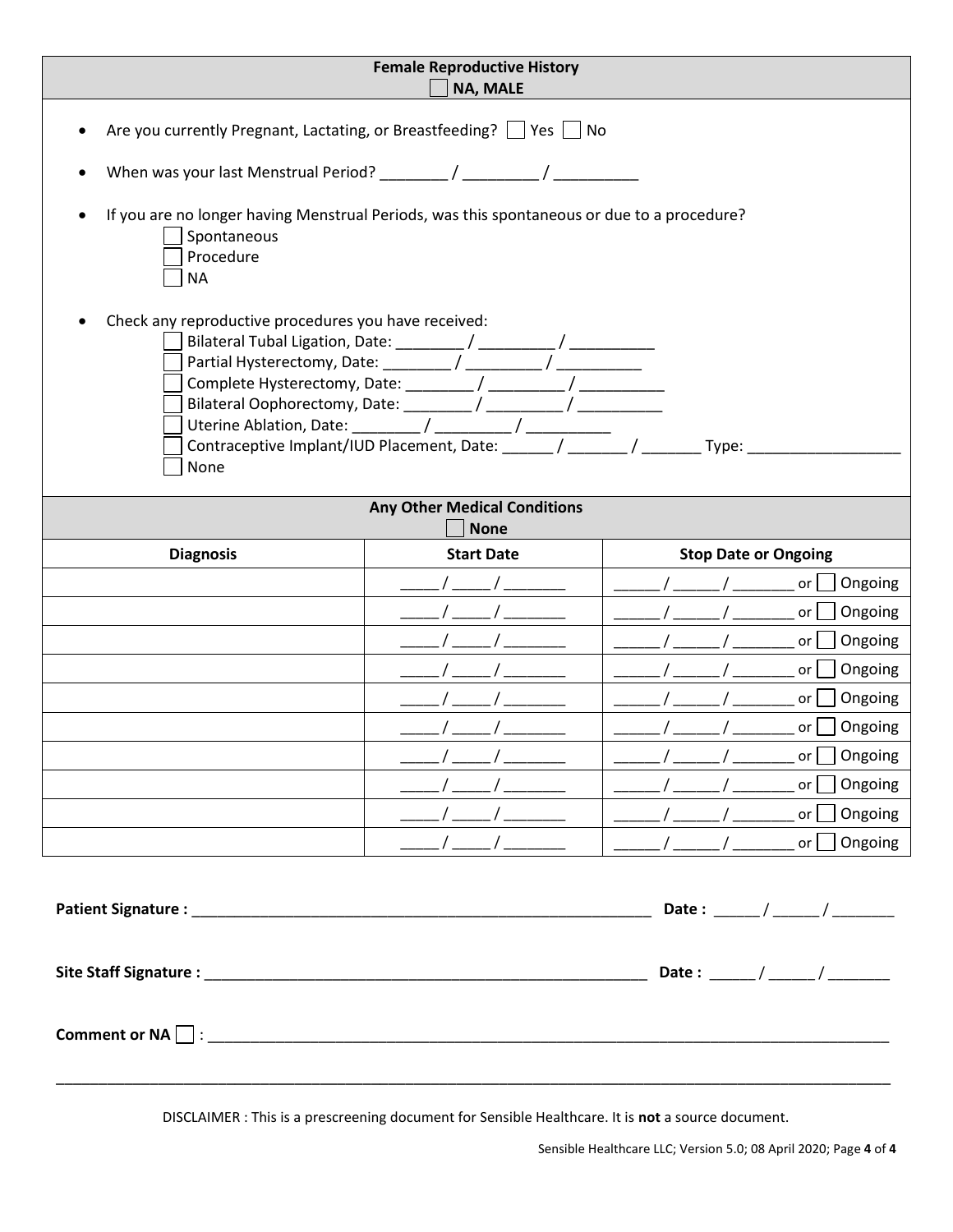## Female Reproductive History

☐ **NA, MALE**

- Are you currently Pregnant, Lactating, or Breastfeeding? ☐ Yes ☐ No
- When was your last Menstrual Period? ________ / _________ / __________
- If you are no longer having Menstrual Periods, was this spontaneous or due to a procedure?
  - ☐ Spontaneous
  - ☐ Procedure
  - ☐ NA
- Check any reproductive procedures you have received:
  - ☐ Bilateral Tubal Ligation, Date: ________ / _________ / __________
  - ☐ Partial Hysterectomy, Date: ________ / _________ / __________
  - ☐ Complete Hysterectomy, Date: ________ / _________ / __________
  - ☐ Bilateral Oophorectomy, Date: ________ / _________ / __________
  - ☐ Uterine Ablation, Date: ________ / _________ / __________
  - ☐ Contraceptive Implant/IUD Placement, Date: ______ / _______ / _______ Type: __________________
  - ☐ None

## Any Other Medical Conditions

☐ **None**

| Diagnosis | Start Date | Stop Date or Ongoing |
|---|---|---|
| | _____ / _____ / _______ | ______ / ______ / _______ or ☐ Ongoing |
| | _____ / _____ / _______ | ______ / ______ / _______ or ☐ Ongoing |
| | _____ / _____ / _______ | ______ / ______ / _______ or ☐ Ongoing |
| | _____ / _____ / _______ | ______ / ______ / _______ or ☐ Ongoing |
| | _____ / _____ / _______ | ______ / ______ / _______ or ☐ Ongoing |
| | _____ / _____ / _______ | ______ / ______ / _______ or ☐ Ongoing |
| | _____ / _____ / _______ | ______ / ______ / _______ or ☐ Ongoing |
| | _____ / _____ / _______ | ______ / ______ / _______ or ☐ Ongoing |
| | _____ / _____ / _______ | ______ / ______ / _______ or ☐ Ongoing |
| | _____ / _____ / _______ | ______ / ______ / _______ or ☐ Ongoing |

**Patient Signature :** ________________________________________________________ **Date :** ______ / ______ / ________

**Site Staff Signature :** ______________________________________________________ **Date :** ______ / ______ / ________

**Comment or NA** ☐ : ____________________________________________________________________________________

____________________________________________________________________________________________________

DISCLAIMER : This is a prescreening document for Sensible Healthcare. It is **not** a source document.

Sensible Healthcare LLC; Version 5.0; 08 April 2020